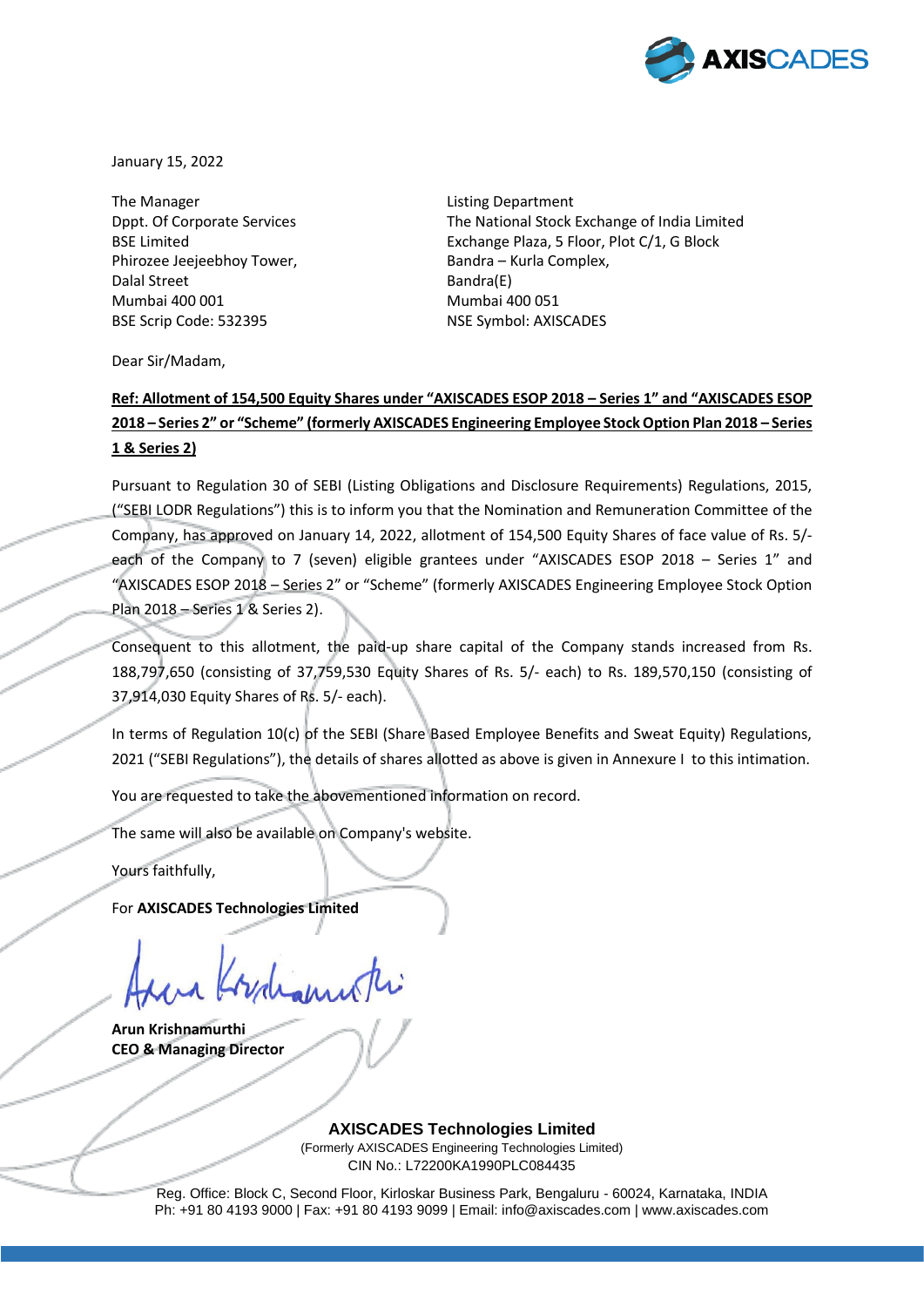January 15, 2022

The Manager
Dppt. Of Corporate Services
BSE Limited
Phirozee Jeejeebhoy Tower,
Dalal Street
Mumbai 400 001
BSE Scrip Code: 532395

Listing Department
The National Stock Exchange of India Limited
Exchange Plaza, 5 Floor, Plot C/1, G Block
Bandra – Kurla Complex,
Bandra(E)
Mumbai 400 051
NSE Symbol: AXISCADES

Dear Sir/Madam,

**Ref: Allotment of 154,500 Equity Shares under "AXISCADES ESOP 2018 – Series 1" and "AXISCADES ESOP 2018 – Series 2" or "Scheme" (formerly AXISCADES Engineering Employee Stock Option Plan 2018 – Series 1 & Series 2)**

Pursuant to Regulation 30 of SEBI (Listing Obligations and Disclosure Requirements) Regulations, 2015, ("SEBI LODR Regulations") this is to inform you that the Nomination and Remuneration Committee of the Company, has approved on January 14, 2022, allotment of 154,500 Equity Shares of face value of Rs. 5/- each of the Company to 7 (seven) eligible grantees under "AXISCADES ESOP 2018 – Series 1" and "AXISCADES ESOP 2018 – Series 2" or "Scheme" (formerly AXISCADES Engineering Employee Stock Option Plan 2018 – Series 1 & Series 2).

Consequent to this allotment, the paid-up share capital of the Company stands increased from Rs. 188,797,650 (consisting of 37,759,530 Equity Shares of Rs. 5/- each) to Rs. 189,570,150 (consisting of 37,914,030 Equity Shares of Rs. 5/- each).

In terms of Regulation 10(c) of the SEBI (Share Based Employee Benefits and Sweat Equity) Regulations, 2021 ("SEBI Regulations"), the details of shares allotted as above is given in Annexure I to this intimation.

You are requested to take the abovementioned information on record.

The same will also be available on Company's website.

Yours faithfully,

For **AXISCADES Technologies Limited**

**Arun Krishnamurthi**
**CEO & Managing Director**

**AXISCADES Technologies Limited**
(Formerly AXISCADES Engineering Technologies Limited)
CIN No.: L72200KA1990PLC084435

Reg. Office: Block C, Second Floor, Kirloskar Business Park, Bengaluru - 60024, Karnataka, INDIA
Ph: +91 80 4193 9000 | Fax: +91 80 4193 9099 | Email: info@axiscades.com | www.axiscades.com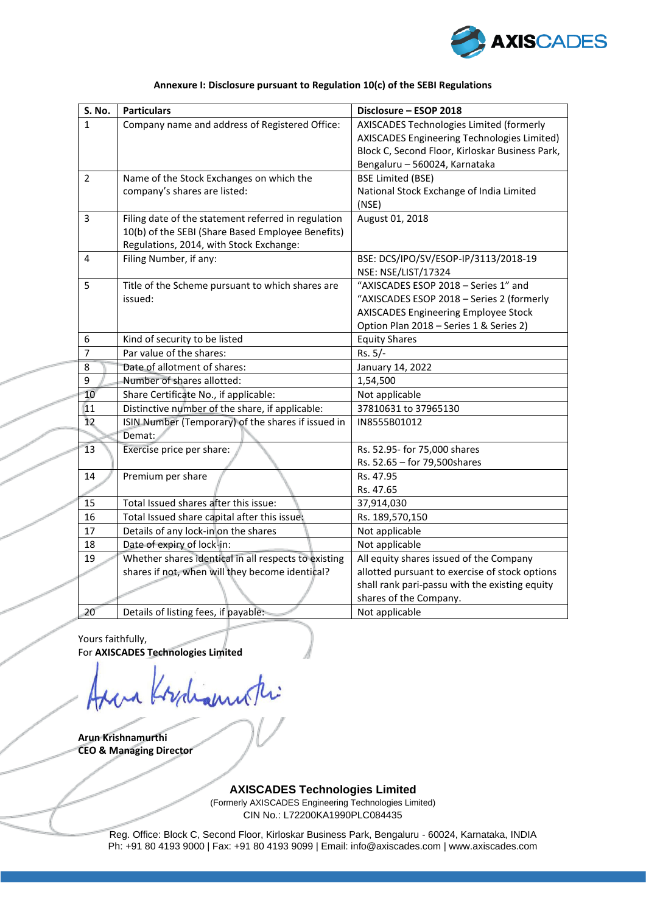**Annexure I: Disclosure pursuant to Regulation 10(c) of the SEBI Regulations**

| S. No. | Particulars | Disclosure – ESOP 2018 |
|---|---|---|
| 1 | Company name and address of Registered Office: | AXISCADES Technologies Limited (formerly AXISCADES Engineering Technologies Limited) Block C, Second Floor, Kirloskar Business Park, Bengaluru – 560024, Karnataka |
| 2 | Name of the Stock Exchanges on which the company's shares are listed: | BSE Limited (BSE) National Stock Exchange of India Limited (NSE) |
| 3 | Filing date of the statement referred in regulation 10(b) of the SEBI (Share Based Employee Benefits) Regulations, 2014, with Stock Exchange: | August 01, 2018 |
| 4 | Filing Number, if any: | BSE: DCS/IPO/SV/ESOP-IP/3113/2018-19 NSE: NSE/LIST/17324 |
| 5 | Title of the Scheme pursuant to which shares are issued: | "AXISCADES ESOP 2018 – Series 1" and "AXISCADES ESOP 2018 – Series 2 (formerly AXISCADES Engineering Employee Stock Option Plan 2018 – Series 1 & Series 2) |
| 6 | Kind of security to be listed | Equity Shares |
| 7 | Par value of the shares: | Rs. 5/- |
| 8 | Date of allotment of shares: | January 14, 2022 |
| 9 | Number of shares allotted: | 1,54,500 |
| 10 | Share Certificate No., if applicable: | Not applicable |
| 11 | Distinctive number of the share, if applicable: | 37810631 to 37965130 |
| 12 | ISIN Number (Temporary) of the shares if issued in Demat: | IN8555B01012 |
| 13 | Exercise price per share: | Rs. 52.95- for 75,000 shares<br>Rs. 52.65 – for 79,500shares |
| 14 | Premium per share | Rs. 47.95<br>Rs. 47.65 |
| 15 | Total Issued shares after this issue: | 37,914,030 |
| 16 | Total Issued share capital after this issue: | Rs. 189,570,150 |
| 17 | Details of any lock-in on the shares | Not applicable |
| 18 | Date of expiry of lock-in: | Not applicable |
| 19 | Whether shares identical in all respects to existing shares if not, when will they become identical? | All equity shares issued of the Company allotted pursuant to exercise of stock options shall rank pari-passu with the existing equity shares of the Company. |
| 20 | Details of listing fees, if payable: | Not applicable |

Yours faithfully,
For **AXISCADES Technologies Limited**

**Arun Krishnamurthi**
**CEO & Managing Director**

**AXISCADES Technologies Limited**
(Formerly AXISCADES Engineering Technologies Limited)
CIN No.: L72200KA1990PLC084435

Reg. Office: Block C, Second Floor, Kirloskar Business Park, Bengaluru - 60024, Karnataka, INDIA
Ph: +91 80 4193 9000 | Fax: +91 80 4193 9099 | Email: info@axiscades.com | www.axiscades.com